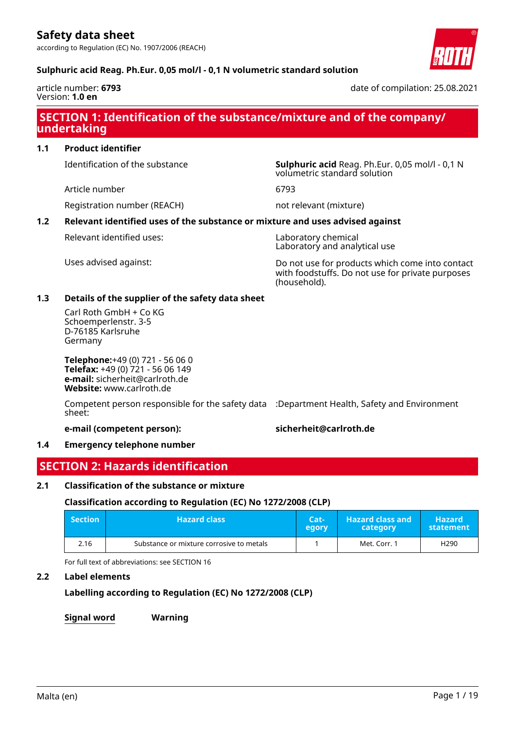# Safety data sheet

according to Regulation (EC) No. 1907/2006 (REACH)

**Sulphuric acid Reag. Ph.Eur. 0,05 mol/l - 0,1 N volumetric standard solution**

article number: **6793**
Version: **1.0 en**

date of compilation: 25.08.2021

## SECTION 1: Identification of the substance/mixture and of the company/ undertaking

### 1.1 Product identifier

Identification of the substance: **Sulphuric acid** Reag. Ph.Eur. 0,05 mol/l - 0,1 N volumetric standard solution

Article number: 6793

Registration number (REACH): not relevant (mixture)

### 1.2 Relevant identified uses of the substance or mixture and uses advised against

Relevant identified uses: Laboratory chemical
Laboratory and analytical use

Uses advised against: Do not use for products which come into contact with foodstuffs. Do not use for private purposes (household).

### 1.3 Details of the supplier of the safety data sheet

Carl Roth GmbH + Co KG
Schoemperlenstr. 3-5
D-76185 Karlsruhe
Germany

**Telephone:**+49 (0) 721 - 56 06 0
**Telefax:** +49 (0) 721 - 56 06 149
**e-mail:** sicherheit@carlroth.de
**Website:** www.carlroth.de

Competent person responsible for the safety data sheet: :Department Health, Safety and Environment

**e-mail (competent person):** **sicherheit@carlroth.de**

### 1.4 Emergency telephone number

## SECTION 2: Hazards identification

### 2.1 Classification of the substance or mixture

**Classification according to Regulation (EC) No 1272/2008 (CLP)**

| Section | Hazard class | Category | Hazard class and category | Hazard statement |
|---|---|---|---|---|
| 2.16 | Substance or mixture corrosive to metals | 1 | Met. Corr. 1 | H290 |

For full text of abbreviations: see SECTION 16

### 2.2 Label elements

**Labelling according to Regulation (EC) No 1272/2008 (CLP)**

**Signal word** **Warning**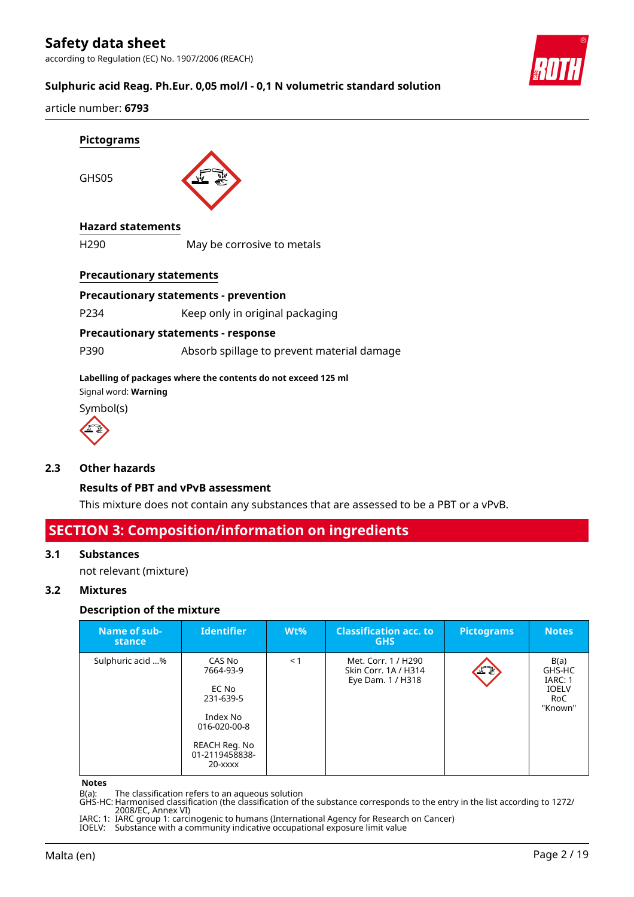**Pictograms**

GHS05

**Hazard statements**

H290 May be corrosive to metals

**Precautionary statements**

**Precautionary statements - prevention**

P234 Keep only in original packaging

**Precautionary statements - response**

P390 Absorb spillage to prevent material damage

**Labelling of packages where the contents do not exceed 125 ml**

Signal word: **Warning**

Symbol(s)

### 2.3 Other hazards

**Results of PBT and vPvB assessment**

This mixture does not contain any substances that are assessed to be a PBT or a vPvB.

## SECTION 3: Composition/information on ingredients

### 3.1 Substances

not relevant (mixture)

### 3.2 Mixtures

**Description of the mixture**

| Name of substance | Identifier | Wt% | Classification acc. to GHS | Pictograms | Notes |
|---|---|---|---|---|---|
| Sulphuric acid ...% | CAS No 7664-93-9<br><br>EC No 231-639-5<br><br>Index No 016-020-00-8<br><br>REACH Reg. No 01-2119458838-20-xxxx | < 1 | Met. Corr. 1 / H290<br>Skin Corr. 1A / H314<br>Eye Dam. 1 / H318 | | B(a)<br>GHS-HC<br>IARC: 1<br>IOELV<br>RoC<br>"Known" |

**Notes**

B(a): The classification refers to an aqueous solution
GHS-HC: Harmonised classification (the classification of the substance corresponds to the entry in the list according to 1272/2008/EC, Annex VI)
IARC: 1: IARC group 1: carcinogenic to humans (International Agency for Research on Cancer)
IOELV: Substance with a community indicative occupational exposure limit value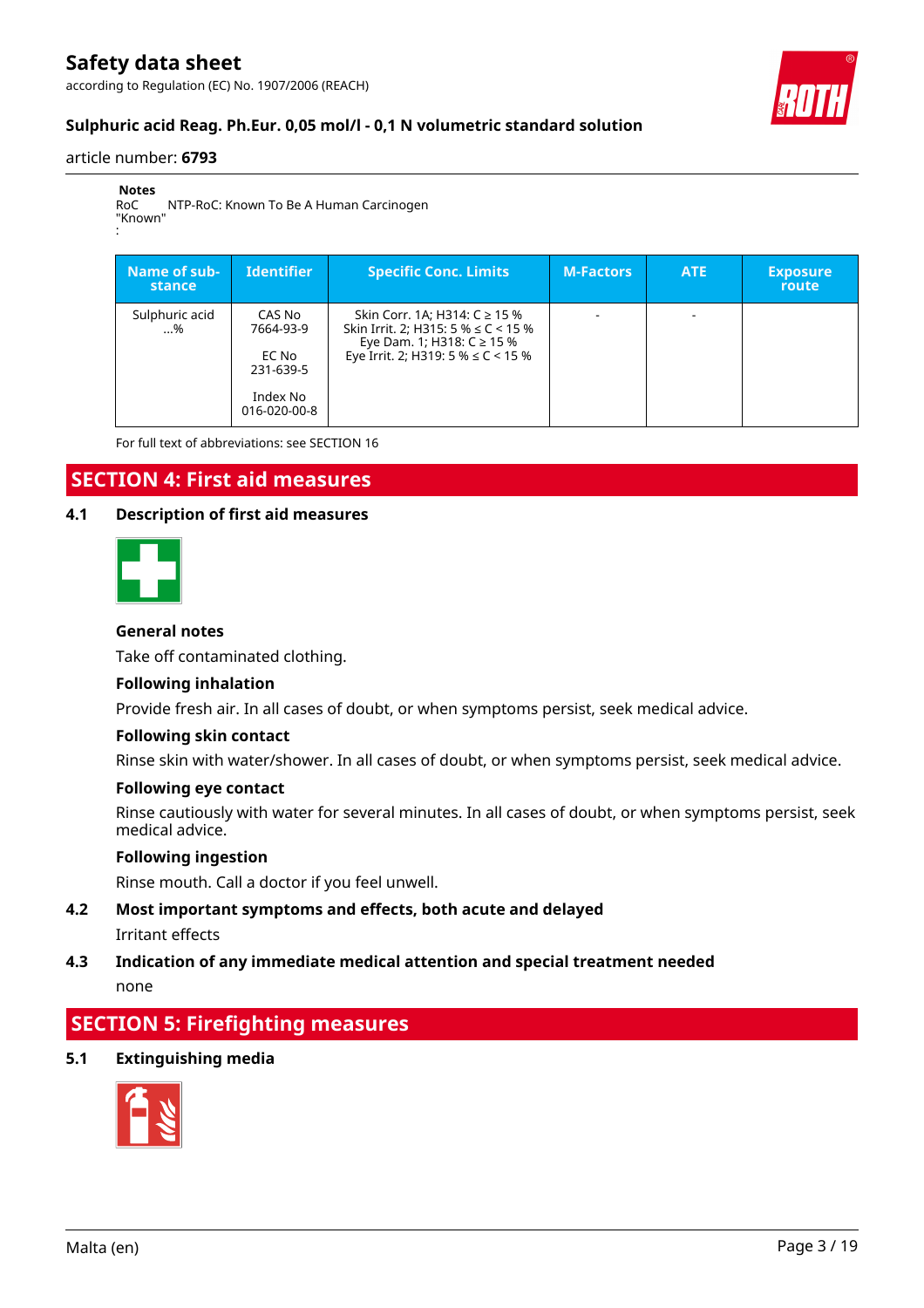**Notes**

RoC "Known" : NTP-RoC: Known To Be A Human Carcinogen

| Name of substance | Identifier | Specific Conc. Limits | M-Factors | ATE | Exposure route |
|---|---|---|---|---|---|
| Sulphuric acid ...% | CAS No 7664-93-9<br><br>EC No 231-639-5<br><br>Index No 016-020-00-8 | Skin Corr. 1A; H314: C ≥ 15 %<br>Skin Irrit. 2; H315: 5 % ≤ C < 15 %<br>Eye Dam. 1; H318: C ≥ 15 %<br>Eye Irrit. 2; H319: 5 % ≤ C < 15 % | - | - | |

For full text of abbreviations: see SECTION 16

## SECTION 4: First aid measures

### 4.1 Description of first aid measures

**General notes**

Take off contaminated clothing.

**Following inhalation**

Provide fresh air. In all cases of doubt, or when symptoms persist, seek medical advice.

**Following skin contact**

Rinse skin with water/shower. In all cases of doubt, or when symptoms persist, seek medical advice.

**Following eye contact**

Rinse cautiously with water for several minutes. In all cases of doubt, or when symptoms persist, seek medical advice.

**Following ingestion**

Rinse mouth. Call a doctor if you feel unwell.

### 4.2 Most important symptoms and effects, both acute and delayed

Irritant effects

### 4.3 Indication of any immediate medical attention and special treatment needed

none

## SECTION 5: Firefighting measures

### 5.1 Extinguishing media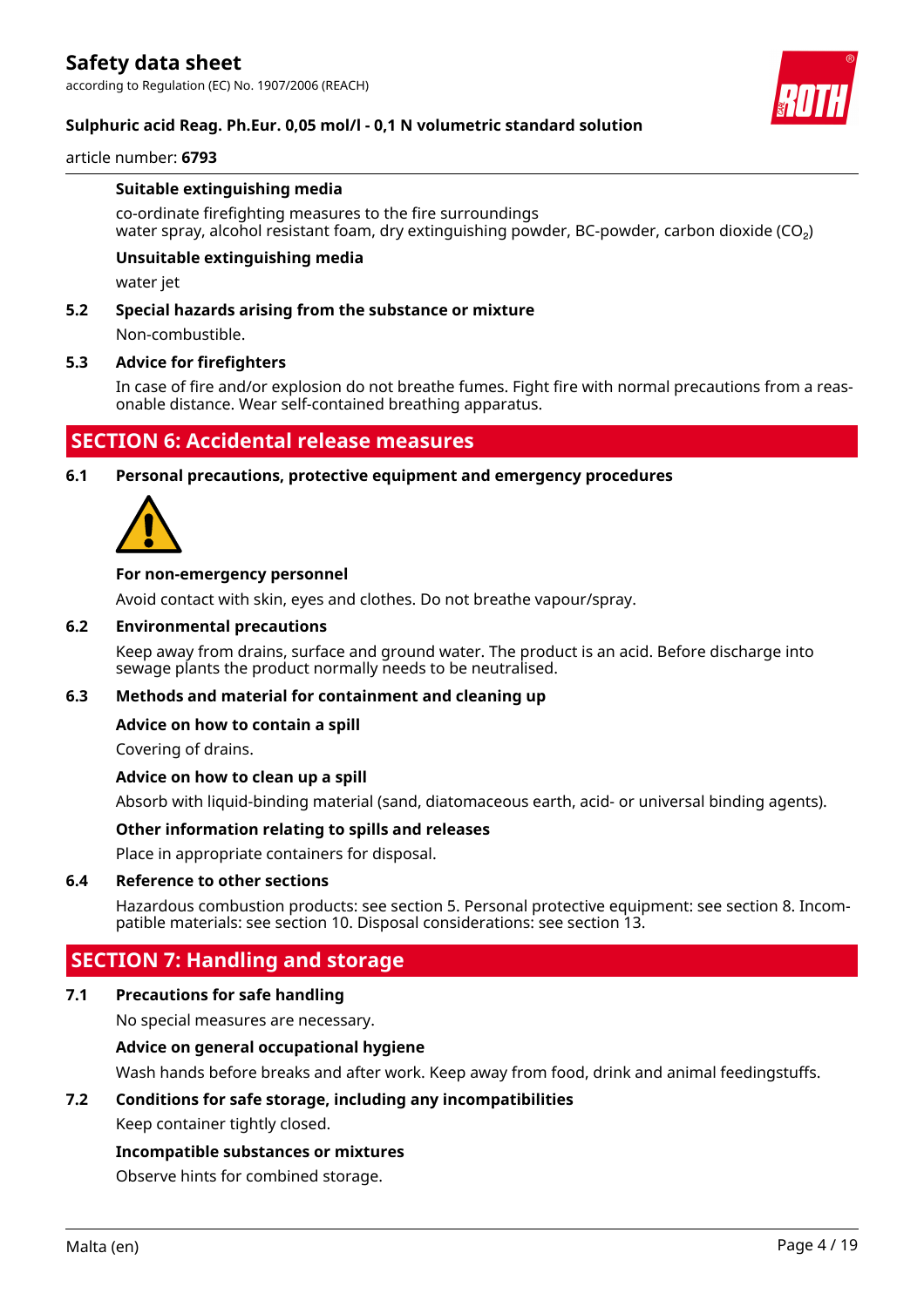#### Suitable extinguishing media

co-ordinate firefighting measures to the fire surroundings
water spray, alcohol resistant foam, dry extinguishing powder, BC-powder, carbon dioxide ($CO_2$)

#### Unsuitable extinguishing media

water jet

### 5.2 Special hazards arising from the substance or mixture

Non-combustible.

### 5.3 Advice for firefighters

In case of fire and/or explosion do not breathe fumes. Fight fire with normal precautions from a reasonable distance. Wear self-contained breathing apparatus.

## SECTION 6: Accidental release measures

### 6.1 Personal precautions, protective equipment and emergency procedures

#### For non-emergency personnel

Avoid contact with skin, eyes and clothes. Do not breathe vapour/spray.

### 6.2 Environmental precautions

Keep away from drains, surface and ground water. The product is an acid. Before discharge into sewage plants the product normally needs to be neutralised.

### 6.3 Methods and material for containment and cleaning up

#### Advice on how to contain a spill

Covering of drains.

#### Advice on how to clean up a spill

Absorb with liquid-binding material (sand, diatomaceous earth, acid- or universal binding agents).

#### Other information relating to spills and releases

Place in appropriate containers for disposal.

### 6.4 Reference to other sections

Hazardous combustion products: see section 5. Personal protective equipment: see section 8. Incompatible materials: see section 10. Disposal considerations: see section 13.

## SECTION 7: Handling and storage

### 7.1 Precautions for safe handling

No special measures are necessary.

#### Advice on general occupational hygiene

Wash hands before breaks and after work. Keep away from food, drink and animal feedingstuffs.

### 7.2 Conditions for safe storage, including any incompatibilities

Keep container tightly closed.

#### Incompatible substances or mixtures

Observe hints for combined storage.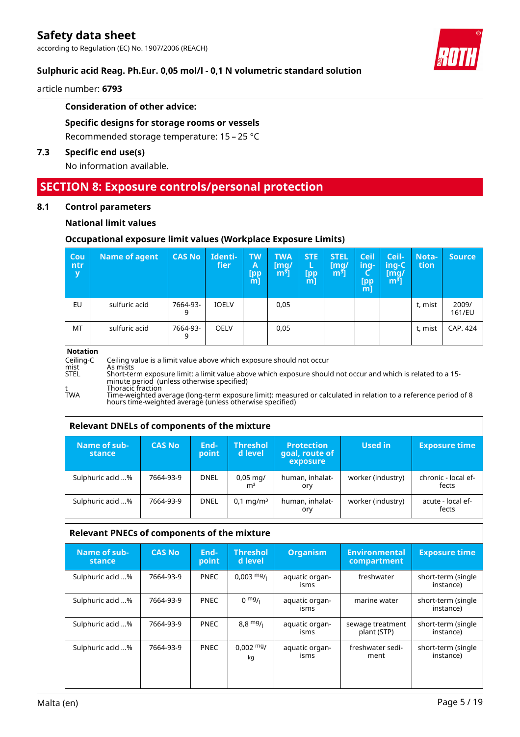**Consideration of other advice:**

**Specific designs for storage rooms or vessels**

Recommended storage temperature: 15 – 25 °C

**7.3 Specific end use(s)**

No information available.

## SECTION 8: Exposure controls/personal protection

**8.1 Control parameters**

**National limit values**

**Occupational exposure limit values (Workplace Exposure Limits)**

| Country | Name of agent | CAS No | Identifier | TWA [ppm] | TWA [mg/m³] | STEL [ppm] | STEL [mg/m³] | Ceiling-C [ppm] | Ceiling-C [mg/m³] | Notation | Source |
|---|---|---|---|---|---|---|---|---|---|---|---|
| EU | sulfuric acid | 7664-93-9 | IOELV | | 0,05 | | | | | t, mist | 2009/161/EU |
| MT | sulfuric acid | 7664-93-9 | OELV | | 0,05 | | | | | t, mist | CAP. 424 |

**Notation**

Ceiling-C Ceiling value is a limit value above which exposure should not occur
mist As mists
STEL Short-term exposure limit: a limit value above which exposure should not occur and which is related to a 15-minute period (unless otherwise specified)
t Thoracic fraction
TWA Time-weighted average (long-term exposure limit): measured or calculated in relation to a reference period of 8 hours time-weighted average (unless otherwise specified)

**Relevant DNELs of components of the mixture**

| Name of substance | CAS No | Endpoint | Threshold level | Protection goal, route of exposure | Used in | Exposure time |
|---|---|---|---|---|---|---|
| Sulphuric acid ...% | 7664-93-9 | DNEL | 0,05 mg/m³ | human, inhalatory | worker (industry) | chronic - local effects |
| Sulphuric acid ...% | 7664-93-9 | DNEL | 0,1 mg/m³ | human, inhalatory | worker (industry) | acute - local effects |

**Relevant PNECs of components of the mixture**

| Name of substance | CAS No | Endpoint | Threshold level | Organism | Environmental compartment | Exposure time |
|---|---|---|---|---|---|---|
| Sulphuric acid ...% | 7664-93-9 | PNEC | 0,003 mg/l | aquatic organisms | freshwater | short-term (single instance) |
| Sulphuric acid ...% | 7664-93-9 | PNEC | 0 mg/l | aquatic organisms | marine water | short-term (single instance) |
| Sulphuric acid ...% | 7664-93-9 | PNEC | 8,8 mg/l | aquatic organisms | sewage treatment plant (STP) | short-term (single instance) |
| Sulphuric acid ...% | 7664-93-9 | PNEC | 0,002 mg/kg | aquatic organisms | freshwater sediment | short-term (single instance) |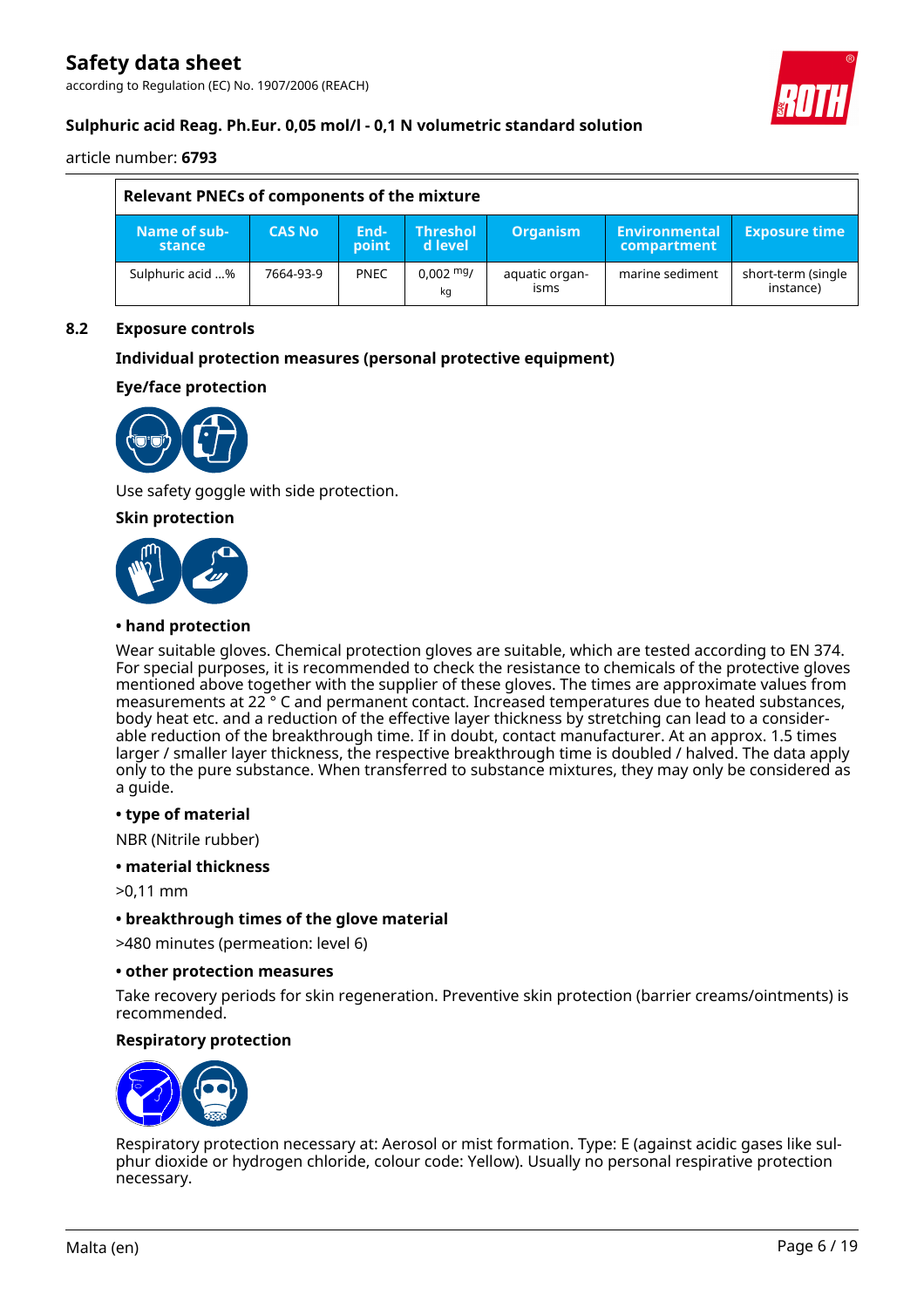| Relevant PNECs of components of the mixture | | | | | | |
|---|---|---|---|---|---|---|
| Name of substance | CAS No | End-point | Threshold level | Organism | Environmental compartment | Exposure time |
| Sulphuric acid ...% | 7664-93-9 | PNEC | 0,002 $^{mg}/_{kg}$ | aquatic organisms | marine sediment | short-term (single instance) |

### 8.2 Exposure controls

**Individual protection measures (personal protective equipment)**

**Eye/face protection**

Use safety goggle with side protection.

**Skin protection**

**• hand protection**

Wear suitable gloves. Chemical protection gloves are suitable, which are tested according to EN 374. For special purposes, it is recommended to check the resistance to chemicals of the protective gloves mentioned above together with the supplier of these gloves. The times are approximate values from measurements at 22 ° C and permanent contact. Increased temperatures due to heated substances, body heat etc. and a reduction of the effective layer thickness by stretching can lead to a considerable reduction of the breakthrough time. If in doubt, contact manufacturer. At an approx. 1.5 times larger / smaller layer thickness, the respective breakthrough time is doubled / halved. The data apply only to the pure substance. When transferred to substance mixtures, they may only be considered as a guide.

**• type of material**

NBR (Nitrile rubber)

**• material thickness**

>0,11 mm

**• breakthrough times of the glove material**

>480 minutes (permeation: level 6)

**• other protection measures**

Take recovery periods for skin regeneration. Preventive skin protection (barrier creams/ointments) is recommended.

**Respiratory protection**

Respiratory protection necessary at: Aerosol or mist formation. Type: E (against acidic gases like sulphur dioxide or hydrogen chloride, colour code: Yellow). Usually no personal respirative protection necessary.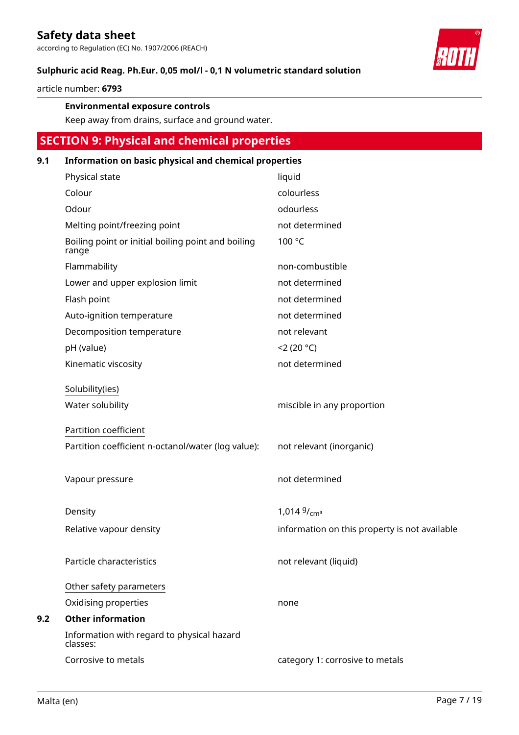**Environmental exposure controls**

Keep away from drains, surface and ground water.

## SECTION 9: Physical and chemical properties

### 9.1 Information on basic physical and chemical properties

| Property | Value |
|---|---|
| Physical state | liquid |
| Colour | colourless |
| Odour | odourless |
| Melting point/freezing point | not determined |
| Boiling point or initial boiling point and boiling range | 100 °C |
| Flammability | non-combustible |
| Lower and upper explosion limit | not determined |
| Flash point | not determined |
| Auto-ignition temperature | not determined |
| Decomposition temperature | not relevant |
| pH (value) | <2 (20 °C) |
| Kinematic viscosity | not determined |

Solubility(ies)

| Property | Value |
|---|---|
| Water solubility | miscible in any proportion |

Partition coefficient

| Property | Value |
|---|---|
| Partition coefficient n-octanol/water (log value): | not relevant (inorganic) |
| Vapour pressure | not determined |
| Density | 1,014 $^{g}/_{cm^3}$ |
| Relative vapour density | information on this property is not available |
| Particle characteristics | not relevant (liquid) |

Other safety parameters

| Property | Value |
|---|---|
| Oxidising properties | none |

### 9.2 Other information

Information with regard to physical hazard classes:

| Property | Value |
|---|---|
| Corrosive to metals | category 1: corrosive to metals |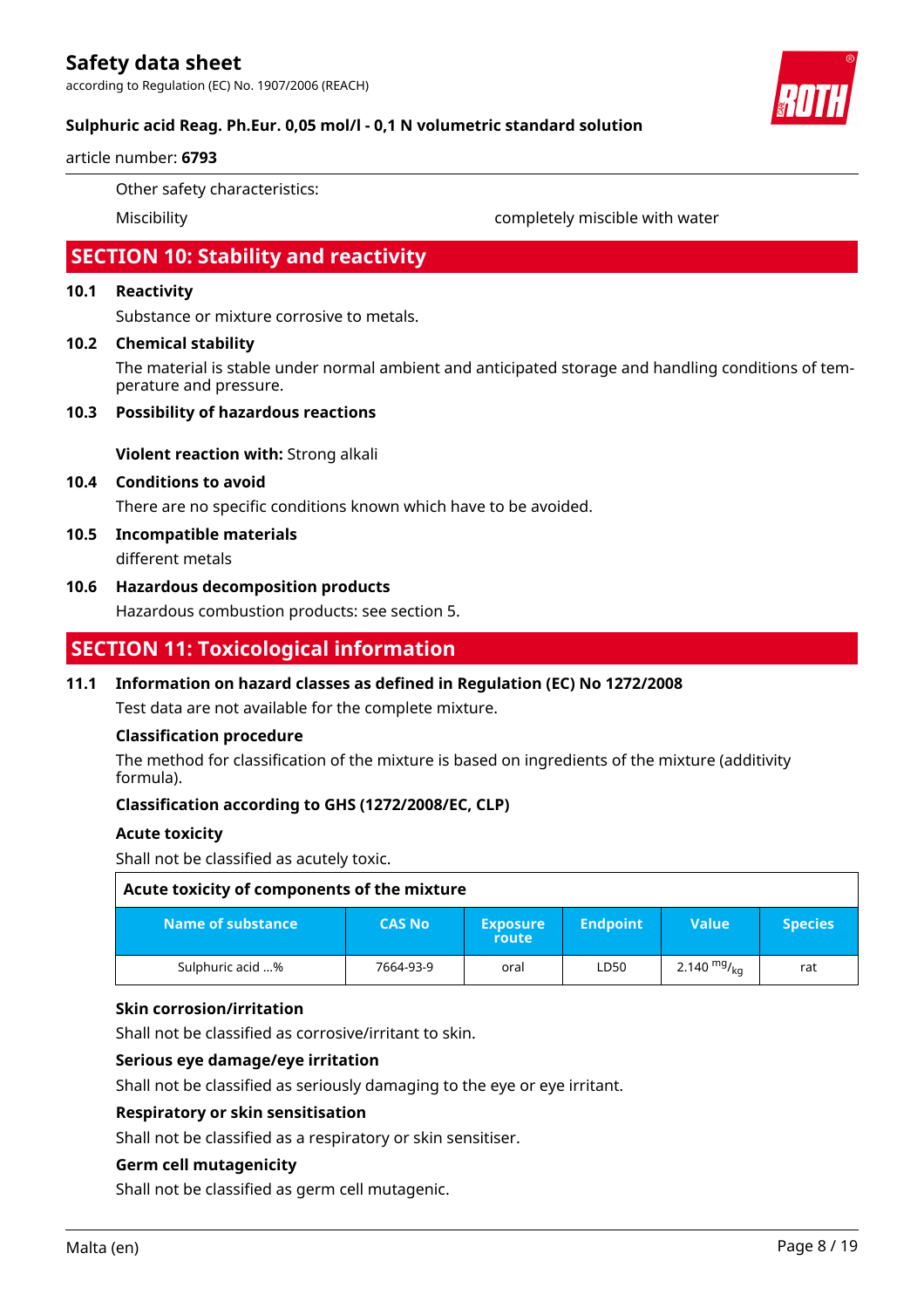Other safety characteristics:

Miscibility completely miscible with water

## SECTION 10: Stability and reactivity

### 10.1 Reactivity

Substance or mixture corrosive to metals.

### 10.2 Chemical stability

The material is stable under normal ambient and anticipated storage and handling conditions of temperature and pressure.

### 10.3 Possibility of hazardous reactions

**Violent reaction with:** Strong alkali

### 10.4 Conditions to avoid

There are no specific conditions known which have to be avoided.

### 10.5 Incompatible materials

different metals

### 10.6 Hazardous decomposition products

Hazardous combustion products: see section 5.

## SECTION 11: Toxicological information

### 11.1 Information on hazard classes as defined in Regulation (EC) No 1272/2008

Test data are not available for the complete mixture.

**Classification procedure**

The method for classification of the mixture is based on ingredients of the mixture (additivity formula).

**Classification according to GHS (1272/2008/EC, CLP)**

**Acute toxicity**

Shall not be classified as acutely toxic.

**Acute toxicity of components of the mixture**

| Name of substance | CAS No | Exposure route | Endpoint | Value | Species |
|---|---|---|---|---|---|
| Sulphuric acid ...% | 7664-93-9 | oral | LD50 | 2.140 $^{mg}/_{kg}$ | rat |

**Skin corrosion/irritation**

Shall not be classified as corrosive/irritant to skin.

**Serious eye damage/eye irritation**

Shall not be classified as seriously damaging to the eye or eye irritant.

**Respiratory or skin sensitisation**

Shall not be classified as a respiratory or skin sensitiser.

**Germ cell mutagenicity**

Shall not be classified as germ cell mutagenic.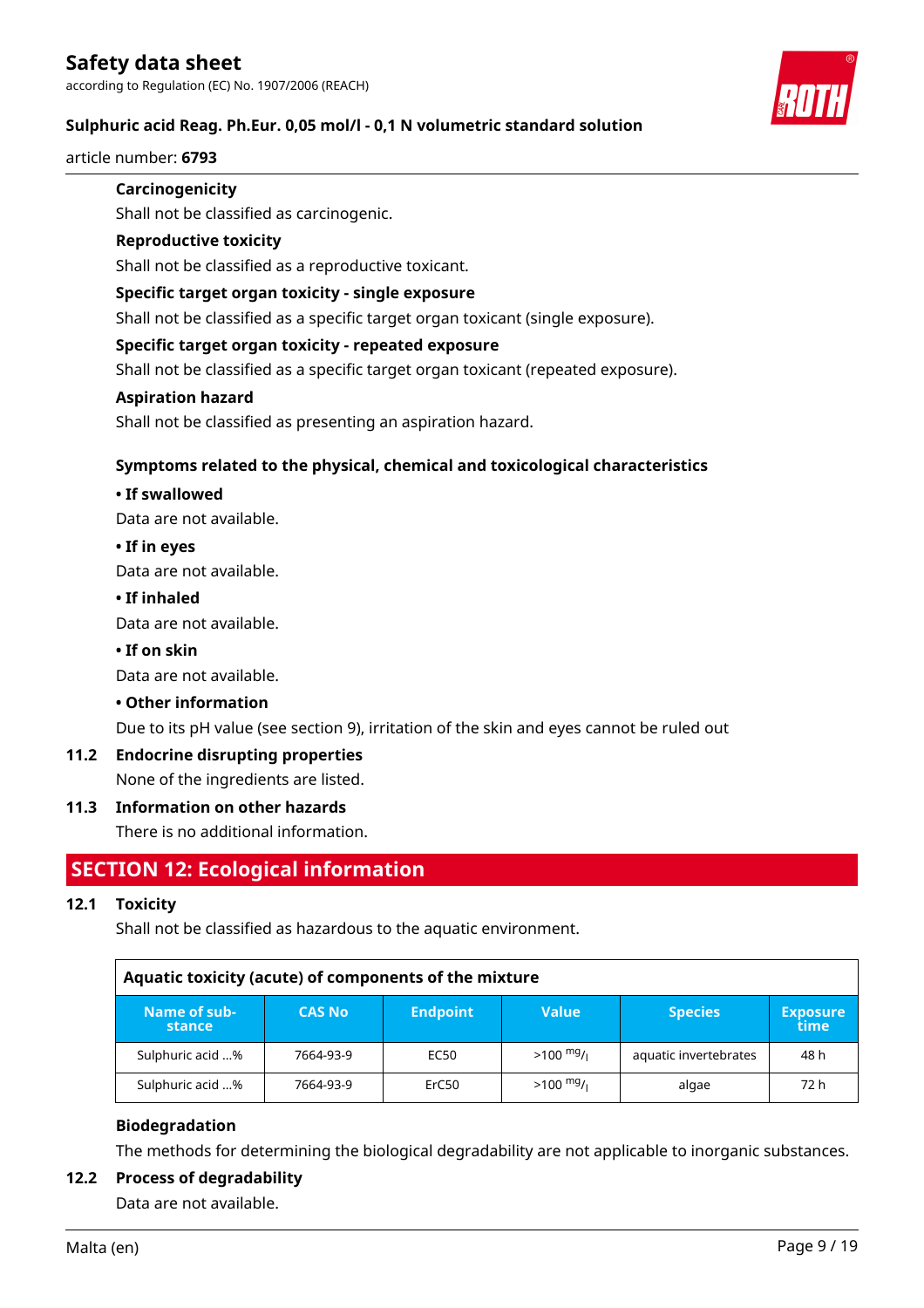#### Carcinogenicity

Shall not be classified as carcinogenic.

#### Reproductive toxicity

Shall not be classified as a reproductive toxicant.

#### Specific target organ toxicity - single exposure

Shall not be classified as a specific target organ toxicant (single exposure).

#### Specific target organ toxicity - repeated exposure

Shall not be classified as a specific target organ toxicant (repeated exposure).

#### Aspiration hazard

Shall not be classified as presenting an aspiration hazard.

#### Symptoms related to the physical, chemical and toxicological characteristics

**• If swallowed**

Data are not available.

**• If in eyes**

Data are not available.

**• If inhaled**

Data are not available.

**• If on skin**

Data are not available.

**• Other information**

Due to its pH value (see section 9), irritation of the skin and eyes cannot be ruled out

### 11.2 Endocrine disrupting properties

None of the ingredients are listed.

### 11.3 Information on other hazards

There is no additional information.

## SECTION 12: Ecological information

### 12.1 Toxicity

Shall not be classified as hazardous to the aquatic environment.

**Aquatic toxicity (acute) of components of the mixture**

| Name of substance | CAS No | Endpoint | Value | Species | Exposure time |
|---|---|---|---|---|---|
| Sulphuric acid ...% | 7664-93-9 | EC50 | >100 $^{mg}/_{l}$ | aquatic invertebrates | 48 h |
| Sulphuric acid ...% | 7664-93-9 | ErC50 | >100 $^{mg}/_{l}$ | algae | 72 h |

#### Biodegradation

The methods for determining the biological degradability are not applicable to inorganic substances.

### 12.2 Process of degradability

Data are not available.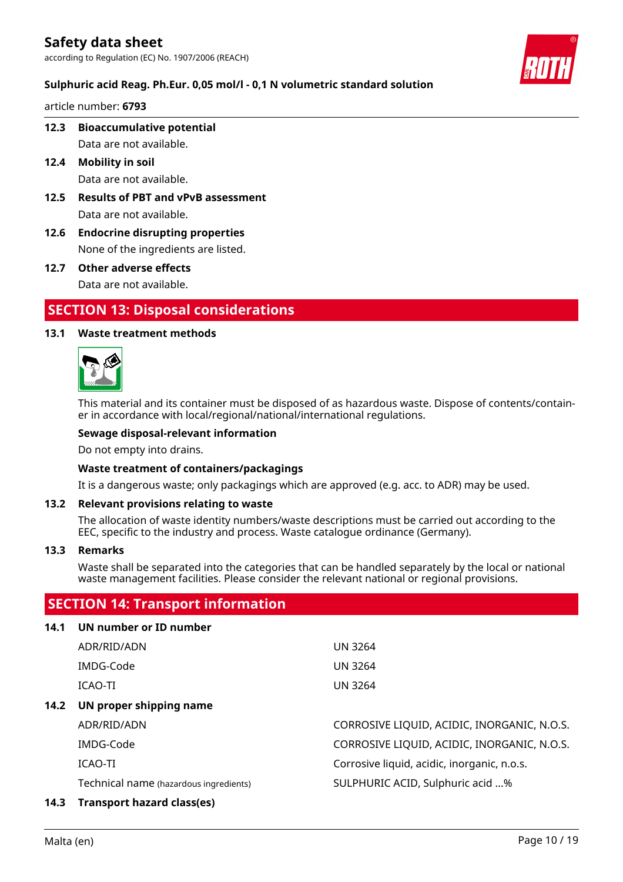### 12.3 Bioaccumulative potential

Data are not available.

### 12.4 Mobility in soil

Data are not available.

### 12.5 Results of PBT and vPvB assessment

Data are not available.

### 12.6 Endocrine disrupting properties

None of the ingredients are listed.

### 12.7 Other adverse effects

Data are not available.

## SECTION 13: Disposal considerations

### 13.1 Waste treatment methods

This material and its container must be disposed of as hazardous waste. Dispose of contents/container in accordance with local/regional/national/international regulations.

**Sewage disposal-relevant information**

Do not empty into drains.

**Waste treatment of containers/packagings**

It is a dangerous waste; only packagings which are approved (e.g. acc. to ADR) may be used.

### 13.2 Relevant provisions relating to waste

The allocation of waste identity numbers/waste descriptions must be carried out according to the EEC, specific to the industry and process. Waste catalogue ordinance (Germany).

### 13.3 Remarks

Waste shall be separated into the categories that can be handled separately by the local or national waste management facilities. Please consider the relevant national or regional provisions.

## SECTION 14: Transport information

### 14.1 UN number or ID number

| | |
|---|---|
| ADR/RID/ADN | UN 3264 |
| IMDG-Code | UN 3264 |
| ICAO-TI | UN 3264 |

### 14.2 UN proper shipping name

| | |
|---|---|
| ADR/RID/ADN | CORROSIVE LIQUID, ACIDIC, INORGANIC, N.O.S. |
| IMDG-Code | CORROSIVE LIQUID, ACIDIC, INORGANIC, N.O.S. |
| ICAO-TI | Corrosive liquid, acidic, inorganic, n.o.s. |
| Technical name (hazardous ingredients) | SULPHURIC ACID, Sulphuric acid ...% |

### 14.3 Transport hazard class(es)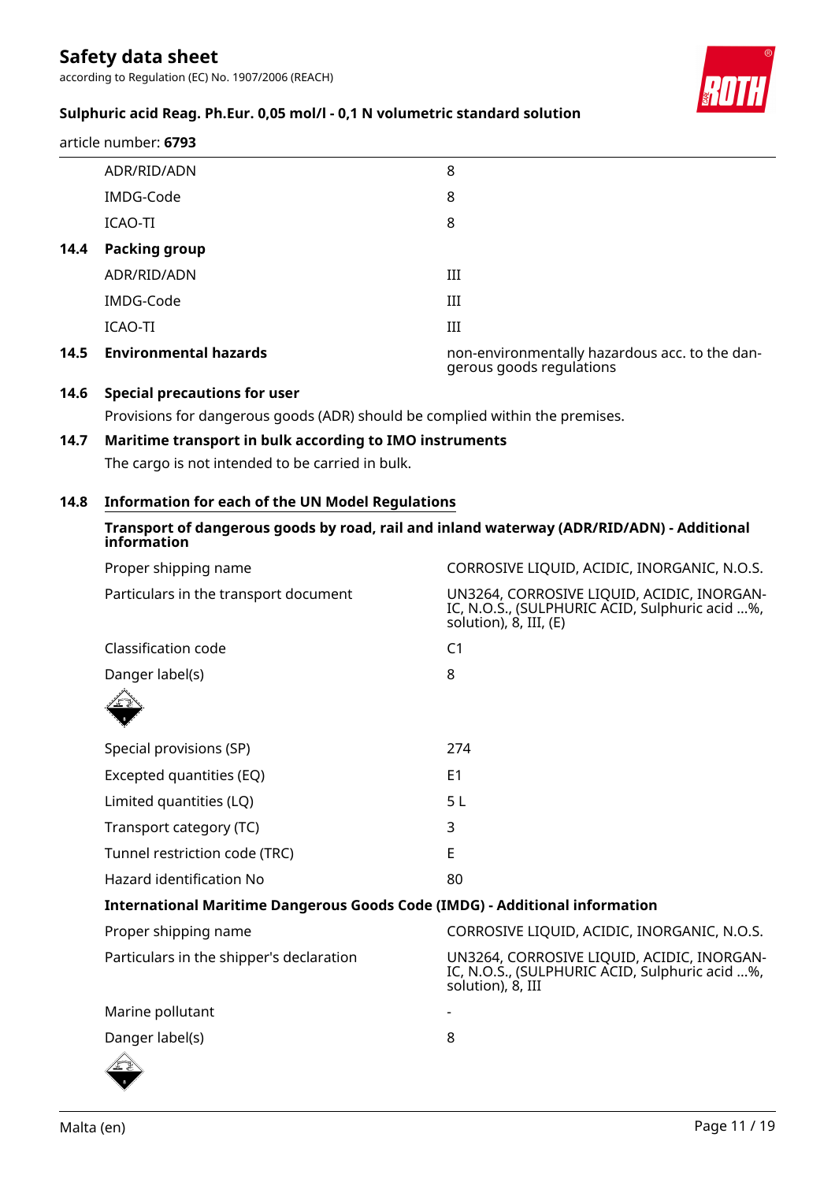| | |
|---|---|
| ADR/RID/ADN | 8 |
| IMDG-Code | 8 |
| ICAO-TI | 8 |

**14.4 Packing group**

| | |
|---|---|
| ADR/RID/ADN | III |
| IMDG-Code | III |
| ICAO-TI | III |

**14.5 Environmental hazards** — non-environmentally hazardous acc. to the dangerous goods regulations

**14.6 Special precautions for user**

Provisions for dangerous goods (ADR) should be complied within the premises.

**14.7 Maritime transport in bulk according to IMO instruments**

The cargo is not intended to be carried in bulk.

**14.8 Information for each of the UN Model Regulations**

**Transport of dangerous goods by road, rail and inland waterway (ADR/RID/ADN) - Additional information**

| | |
|---|---|
| Proper shipping name | CORROSIVE LIQUID, ACIDIC, INORGANIC, N.O.S. |
| Particulars in the transport document | UN3264, CORROSIVE LIQUID, ACIDIC, INORGANIC, N.O.S., (SULPHURIC ACID, Sulphuric acid ...%, solution), 8, III, (E) |
| Classification code | C1 |
| Danger label(s) | 8 |
| Special provisions (SP) | 274 |
| Excepted quantities (EQ) | E1 |
| Limited quantities (LQ) | 5 L |
| Transport category (TC) | 3 |
| Tunnel restriction code (TRC) | E |
| Hazard identification No | 80 |

**International Maritime Dangerous Goods Code (IMDG) - Additional information**

| | |
|---|---|
| Proper shipping name | CORROSIVE LIQUID, ACIDIC, INORGANIC, N.O.S. |
| Particulars in the shipper's declaration | UN3264, CORROSIVE LIQUID, ACIDIC, INORGANIC, N.O.S., (SULPHURIC ACID, Sulphuric acid ...%, solution), 8, III |
| Marine pollutant | - |
| Danger label(s) | 8 |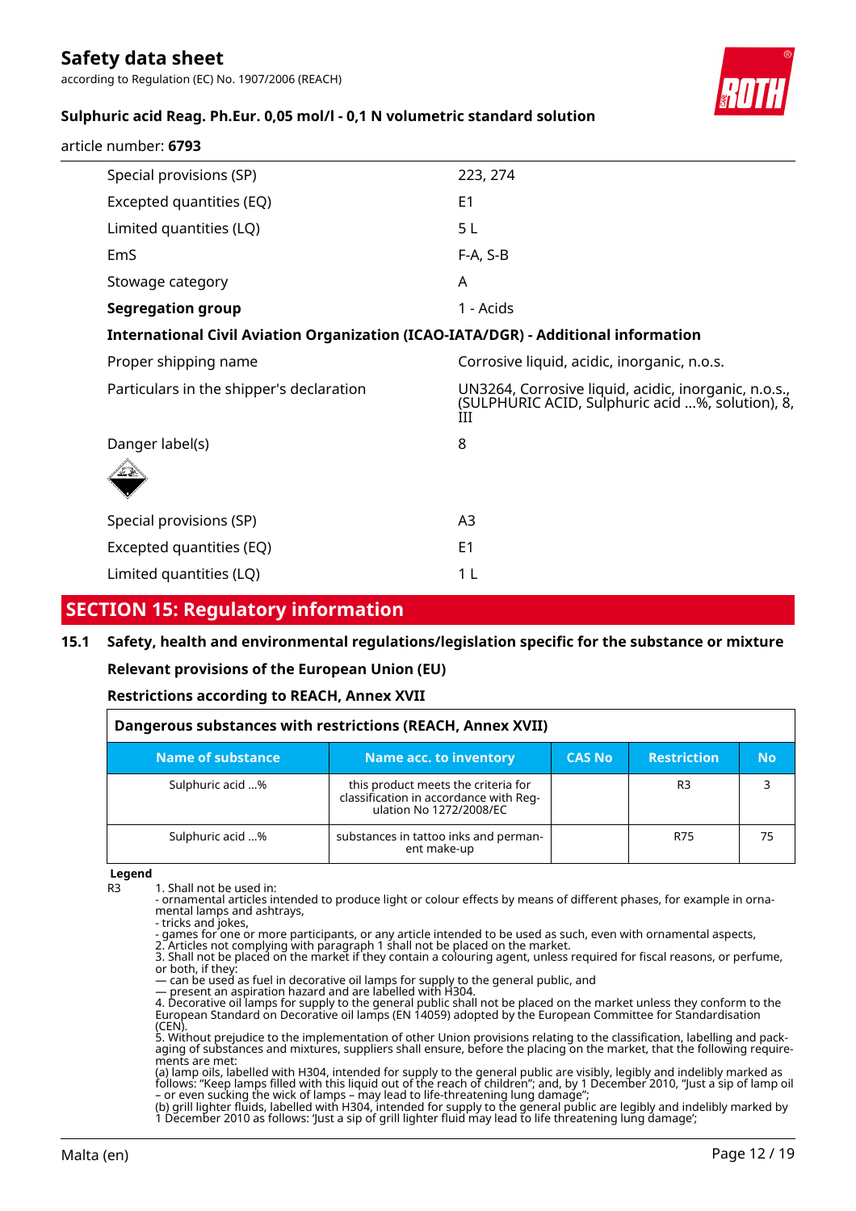| | |
|---|---|
| Special provisions (SP) | 223, 274 |
| Excepted quantities (EQ) | E1 |
| Limited quantities (LQ) | 5 L |
| EmS | F-A, S-B |
| Stowage category | A |
| **Segregation group** | 1 - Acids |

**International Civil Aviation Organization (ICAO-IATA/DGR) - Additional information**

| | |
|---|---|
| Proper shipping name | Corrosive liquid, acidic, inorganic, n.o.s. |
| Particulars in the shipper's declaration | UN3264, Corrosive liquid, acidic, inorganic, n.o.s., (SULPHURIC ACID, Sulphuric acid ...%, solution), 8, III |
| Danger label(s) | 8 |
| Special provisions (SP) | A3 |
| Excepted quantities (EQ) | E1 |
| Limited quantities (LQ) | 1 L |

## SECTION 15: Regulatory information

### 15.1 Safety, health and environmental regulations/legislation specific for the substance or mixture

**Relevant provisions of the European Union (EU)**

**Restrictions according to REACH, Annex XVII**

**Dangerous substances with restrictions (REACH, Annex XVII)**

| Name of substance | Name acc. to inventory | CAS No | Restriction | No |
|---|---|---|---|---|
| Sulphuric acid ...% | this product meets the criteria for classification in accordance with Regulation No 1272/2008/EC | | R3 | 3 |
| Sulphuric acid ...% | substances in tattoo inks and permanent make-up | | R75 | 75 |

**Legend**

R3 1. Shall not be used in:
- ornamental articles intended to produce light or colour effects by means of different phases, for example in ornamental lamps and ashtrays,
- tricks and jokes,
- games for one or more participants, or any article intended to be used as such, even with ornamental aspects,
2. Articles not complying with paragraph 1 shall not be placed on the market.
3. Shall not be placed on the market if they contain a colouring agent, unless required for fiscal reasons, or perfume, or both, if they:
— can be used as fuel in decorative oil lamps for supply to the general public, and
— present an aspiration hazard and are labelled with H304.
4. Decorative oil lamps for supply to the general public shall not be placed on the market unless they conform to the European Standard on Decorative oil lamps (EN 14059) adopted by the European Committee for Standardisation (CEN).
5. Without prejudice to the implementation of other Union provisions relating to the classification, labelling and packaging of substances and mixtures, suppliers shall ensure, before the placing on the market, that the following requirements are met:
(a) lamp oils, labelled with H304, intended for supply to the general public are visibly, legibly and indelibly marked as follows: "Keep lamps filled with this liquid out of the reach of children"; and, by 1 December 2010, "Just a sip of lamp oil – or even sucking the wick of lamps – may lead to life-threatening lung damage";
(b) grill lighter fluids, labelled with H304, intended for supply to the general public are legibly and indelibly marked by 1 December 2010 as follows: 'Just a sip of grill lighter fluid may lead to life threatening lung damage';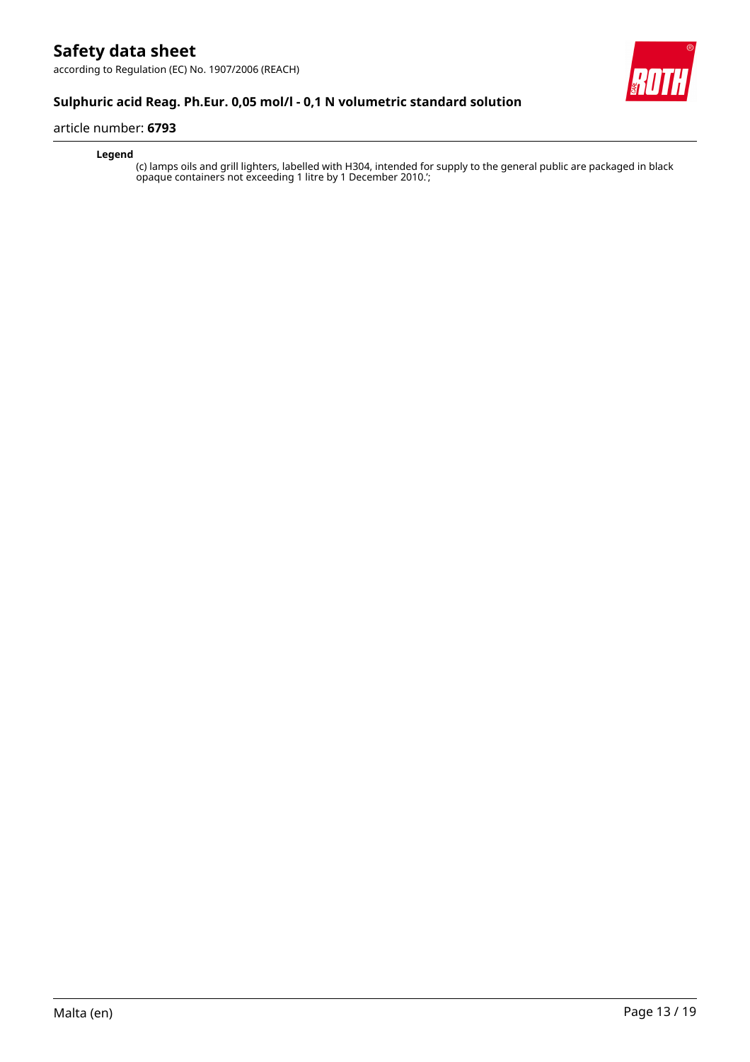**Legend**

(c) lamps oils and grill lighters, labelled with H304, intended for supply to the general public are packaged in black opaque containers not exceeding 1 litre by 1 December 2010.';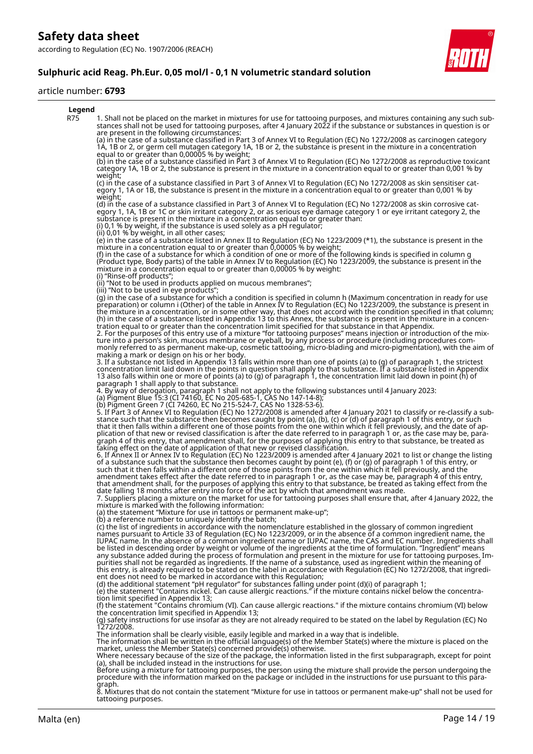**Legend**

| | |
|---|---|
| R75 | 1. Shall not be placed on the market in mixtures for use for tattooing purposes, and mixtures containing any such substances shall not be used for tattooing purposes, after 4 January 2022 if the substance or substances in question is or are present in the following circumstances:<br>(a) in the case of a substance classified in Part 3 of Annex VI to Regulation (EC) No 1272/2008 as carcinogen category 1A, 1B or 2, or germ cell mutagen category 1A, 1B or 2, the substance is present in the mixture in a concentration equal to or greater than 0,00005 % by weight;<br>(b) in the case of a substance classified in Part 3 of Annex VI to Regulation (EC) No 1272/2008 as reproductive toxicant category 1A, 1B or 2, the substance is present in the mixture in a concentration equal to or greater than 0,001 % by weight;<br>(c) in the case of a substance classified in Part 3 of Annex VI to Regulation (EC) No 1272/2008 as skin sensitiser category 1, 1A or 1B, the substance is present in the mixture in a concentration equal to or greater than 0,001 % by weight;<br>(d) in the case of a substance classified in Part 3 of Annex VI to Regulation (EC) No 1272/2008 as skin corrosive category 1, 1A, 1B or 1C or skin irritant category 2, or as serious eye damage category 1 or eye irritant category 2, the substance is present in the mixture in a concentration equal to or greater than:<br>(i) 0,1 % by weight, if the substance is used solely as a pH regulator;<br>(ii) 0,01 % by weight, in all other cases;<br>(e) in the case of a substance listed in Annex II to Regulation (EC) No 1223/2009 (*1), the substance is present in the mixture in a concentration equal to or greater than 0,00005 % by weight;<br>(f) in the case of a substance for which a condition of one or more of the following kinds is specified in column g (Product type, Body parts) of the table in Annex IV to Regulation (EC) No 1223/2009, the substance is present in the mixture in a concentration equal to or greater than 0,00005 % by weight:<br>(i) "Rinse-off products";<br>(ii) "Not to be used in products applied on mucous membranes";<br>(iii) "Not to be used in eye products";<br>(g) in the case of a substance for which a condition is specified in column h (Maximum concentration in ready for use preparation) or column i (Other) of the table in Annex IV to Regulation (EC) No 1223/2009, the substance is present in the mixture in a concentration, or in some other way, that does not accord with the condition specified in that column;<br>(h) in the case of a substance listed in Appendix 13 to this Annex, the substance is present in the mixture in a concentration equal to or greater than the concentration limit specified for that substance in that Appendix.<br>2. For the purposes of this entry use of a mixture "for tattooing purposes" means injection or introduction of the mixture into a person's skin, mucous membrane or eyeball, by any process or procedure (including procedures commonly referred to as permanent make-up, cosmetic tattooing, micro-blading and micro-pigmentation), with the aim of making a mark or design on his or her body.<br>3. If a substance not listed in Appendix 13 falls within more than one of points (a) to (g) of paragraph 1, the strictest concentration limit laid down in the points in question shall apply to that substance. If a substance listed in Appendix 13 also falls within one or more of points (a) to (g) of paragraph 1, the concentration limit laid down in point (h) of paragraph 1 shall apply to that substance.<br>4. By way of derogation, paragraph 1 shall not apply to the following substances until 4 January 2023:<br>(a) Pigment Blue 15:3 (CI 74160, EC No 205-685-1, CAS No 147-14-8);<br>(b) Pigment Green 7 (CI 74260, EC No 215-524-7, CAS No 1328-53-6).<br>5. If Part 3 of Annex VI to Regulation (EC) No 1272/2008 is amended after 4 January 2021 to classify or re-classify a substance such that the substance then becomes caught by point (a), (b), (c) or (d) of paragraph 1 of this entry, or such that it then falls within a different one of those points from the one within which it fell previously, and the date of application of that new or revised classification is after the date referred to in paragraph 1 or, as the case may be, paragraph 4 of this entry, that amendment shall, for the purposes of applying this entry to that substance, be treated as taking effect on the date of application of that new or revised classification.<br>6. If Annex II or Annex IV to Regulation (EC) No 1223/2009 is amended after 4 January 2021 to list or change the listing of a substance such that the substance then becomes caught by point (e), (f) or (g) of paragraph 1 of this entry, or such that it then falls within a different one of those points from the one within which it fell previously, and the amendment takes effect after the date referred to in paragraph 1 or, as the case may be, paragraph 4 of this entry, that amendment shall, for the purposes of applying this entry to that substance, be treated as taking effect from the date falling 18 months after entry into force of the act by which that amendment was made.<br>7. Suppliers placing a mixture on the market for use for tattooing purposes shall ensure that, after 4 January 2022, the mixture is marked with the following information:<br>(a) the statement "Mixture for use in tattoos or permanent make-up";<br>(b) a reference number to uniquely identify the batch;<br>(c) the list of ingredients in accordance with the nomenclature established in the glossary of common ingredient names pursuant to Article 33 of Regulation (EC) No 1223/2009, or in the absence of a common ingredient name, the IUPAC name. In the absence of a common ingredient name or IUPAC name, the CAS and EC number. Ingredients shall be listed in descending order by weight or volume of the ingredients at the time of formulation. "Ingredient" means any substance added during the process of formulation and present in the mixture for use for tattooing purposes. Impurities shall not be regarded as ingredients. If the name of a substance, used as ingredient within the meaning of this entry, is already required to be stated on the label in accordance with Regulation (EC) No 1272/2008, that ingredient does not need to be marked in accordance with this Regulation;<br>(d) the additional statement "pH regulator" for substances falling under point (d)(i) of paragraph 1;<br>(e) the statement "Contains nickel. Can cause allergic reactions." if the mixture contains nickel below the concentration limit specified in Appendix 13;<br>(f) the statement "Contains chromium (VI). Can cause allergic reactions." if the mixture contains chromium (VI) below the concentration limit specified in Appendix 13;<br>(g) safety instructions for use insofar as they are not already required to be stated on the label by Regulation (EC) No 1272/2008.<br>The information shall be clearly visible, easily legible and marked in a way that is indelible.<br>The information shall be written in the official language(s) of the Member State(s) where the mixture is placed on the market, unless the Member State(s) concerned provide(s) otherwise.<br>Where necessary because of the size of the package, the information listed in the first subparagraph, except for point (a), shall be included instead in the instructions for use.<br>Before using a mixture for tattooing purposes, the person using the mixture shall provide the person undergoing the procedure with the information marked on the package or included in the instructions for use pursuant to this paragraph.<br>8. Mixtures that do not contain the statement "Mixture for use in tattoos or permanent make-up" shall not be used for tattooing purposes. |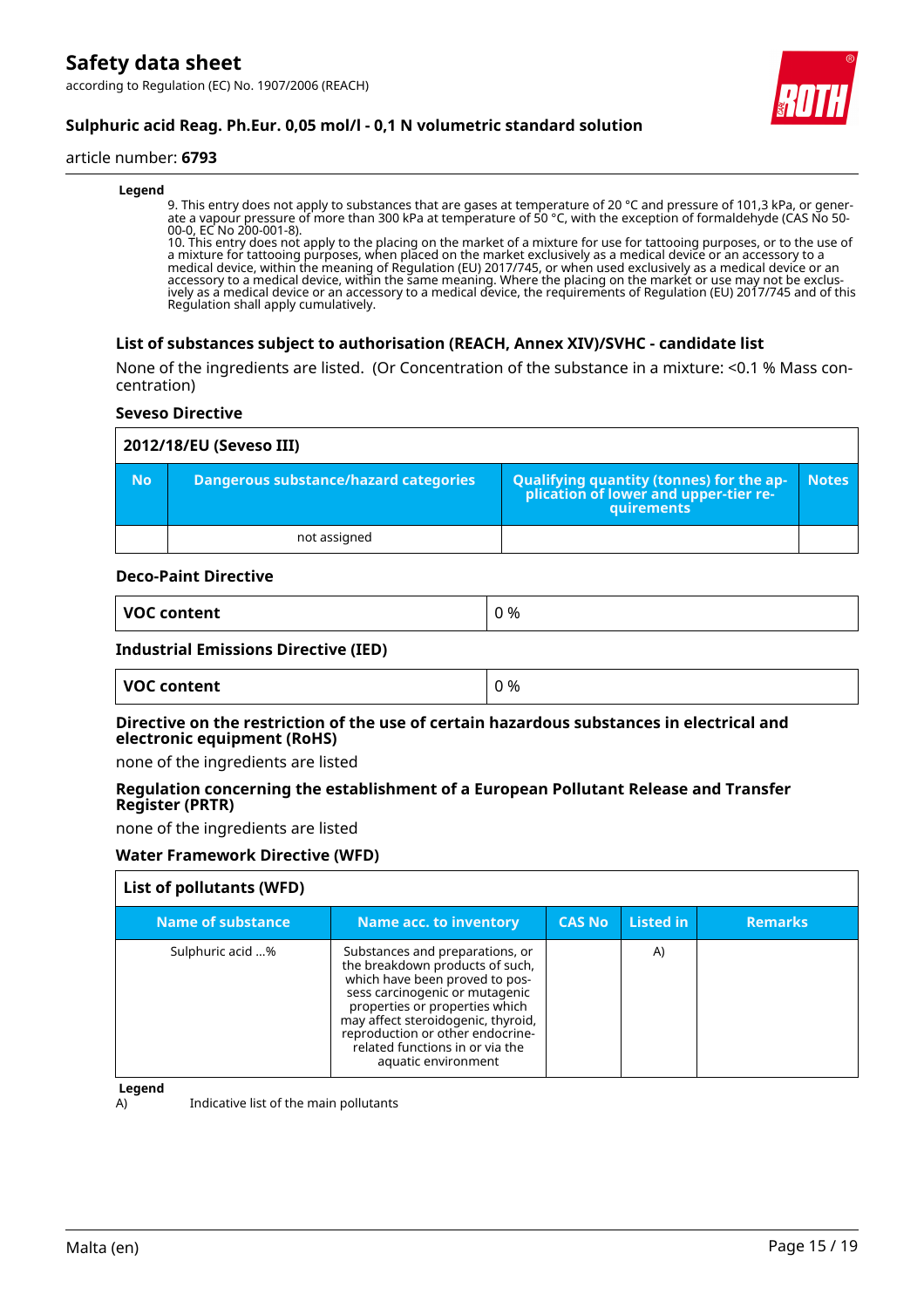**Legend**

9. This entry does not apply to substances that are gases at temperature of 20 °C and pressure of 101,3 kPa, or generate a vapour pressure of more than 300 kPa at temperature of 50 °C, with the exception of formaldehyde (CAS No 50-00-0, EC No 200-001-8).
10. This entry does not apply to the placing on the market of a mixture for use for tattooing purposes, or to the use of a mixture for tattooing purposes, when placed on the market exclusively as a medical device or an accessory to a medical device, within the meaning of Regulation (EU) 2017/745, or when used exclusively as a medical device or an accessory to a medical device, within the same meaning. Where the placing on the market or use may not be exclusively as a medical device or an accessory to a medical device, the requirements of Regulation (EU) 2017/745 and of this Regulation shall apply cumulatively.

### List of substances subject to authorisation (REACH, Annex XIV)/SVHC - candidate list

None of the ingredients are listed. (Or Concentration of the substance in a mixture: <0.1 % Mass concentration)

#### Seveso Directive

| 2012/18/EU (Seveso III) | | | |
|---|---|---|---|
| **No** | **Dangerous substance/hazard categories** | **Qualifying quantity (tonnes) for the application of lower and upper-tier requirements** | **Notes** |
| | not assigned | | |

#### Deco-Paint Directive

| VOC content | 0 % |
|---|---|

#### Industrial Emissions Directive (IED)

| VOC content | 0 % |
|---|---|

#### Directive on the restriction of the use of certain hazardous substances in electrical and electronic equipment (RoHS)

none of the ingredients are listed

#### Regulation concerning the establishment of a European Pollutant Release and Transfer Register (PRTR)

none of the ingredients are listed

#### Water Framework Directive (WFD)

| List of pollutants (WFD) | | | | |
|---|---|---|---|---|
| **Name of substance** | **Name acc. to inventory** | **CAS No** | **Listed in** | **Remarks** |
| Sulphuric acid ...% | Substances and preparations, or the breakdown products of such, which have been proved to possess carcinogenic or mutagenic properties or properties which may affect steroidogenic, thyroid, reproduction or other endocrine-related functions in or via the aquatic environment | | A) | |

**Legend**

A) Indicative list of the main pollutants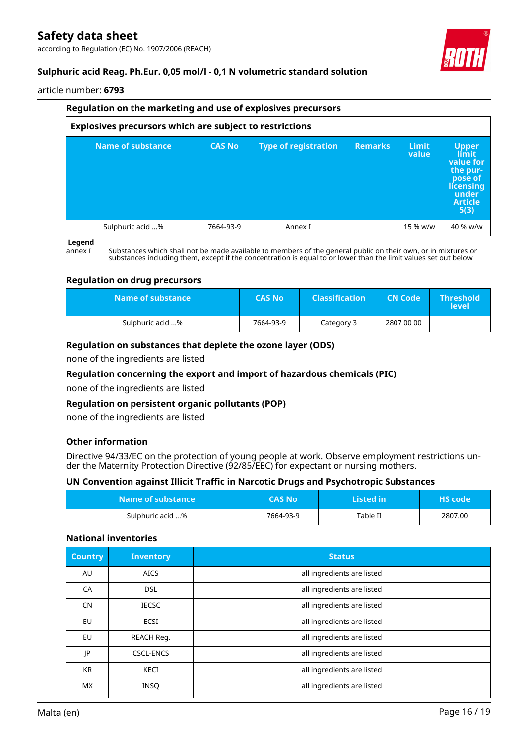### Regulation on the marketing and use of explosives precursors

**Explosives precursors which are subject to restrictions**

| Name of substance | CAS No | Type of registration | Remarks | Limit value | Upper limit value for the purpose of licensing under Article 5(3) |
|---|---|---|---|---|---|
| Sulphuric acid …% | 7664-93-9 | Annex I | | 15 % w/w | 40 % w/w |

**Legend**

annex I — Substances which shall not be made available to members of the general public on their own, or in mixtures or substances including them, except if the concentration is equal to or lower than the limit values set out below

### Regulation on drug precursors

| Name of substance | CAS No | Classification | CN Code | Threshold level |
|---|---|---|---|---|
| Sulphuric acid …% | 7664-93-9 | Category 3 | 2807 00 00 | |

### Regulation on substances that deplete the ozone layer (ODS)

none of the ingredients are listed

### Regulation concerning the export and import of hazardous chemicals (PIC)

none of the ingredients are listed

### Regulation on persistent organic pollutants (POP)

none of the ingredients are listed

### Other information

Directive 94/33/EC on the protection of young people at work. Observe employment restrictions under the Maternity Protection Directive (92/85/EEC) for expectant or nursing mothers.

### UN Convention against Illicit Traffic in Narcotic Drugs and Psychotropic Substances

| Name of substance | CAS No | Listed in | HS code |
|---|---|---|---|
| Sulphuric acid …% | 7664-93-9 | Table II | 2807.00 |

### National inventories

| Country | Inventory | Status |
|---|---|---|
| AU | AICS | all ingredients are listed |
| CA | DSL | all ingredients are listed |
| CN | IECSC | all ingredients are listed |
| EU | ECSI | all ingredients are listed |
| EU | REACH Reg. | all ingredients are listed |
| JP | CSCL-ENCS | all ingredients are listed |
| KR | KECI | all ingredients are listed |
| MX | INSQ | all ingredients are listed |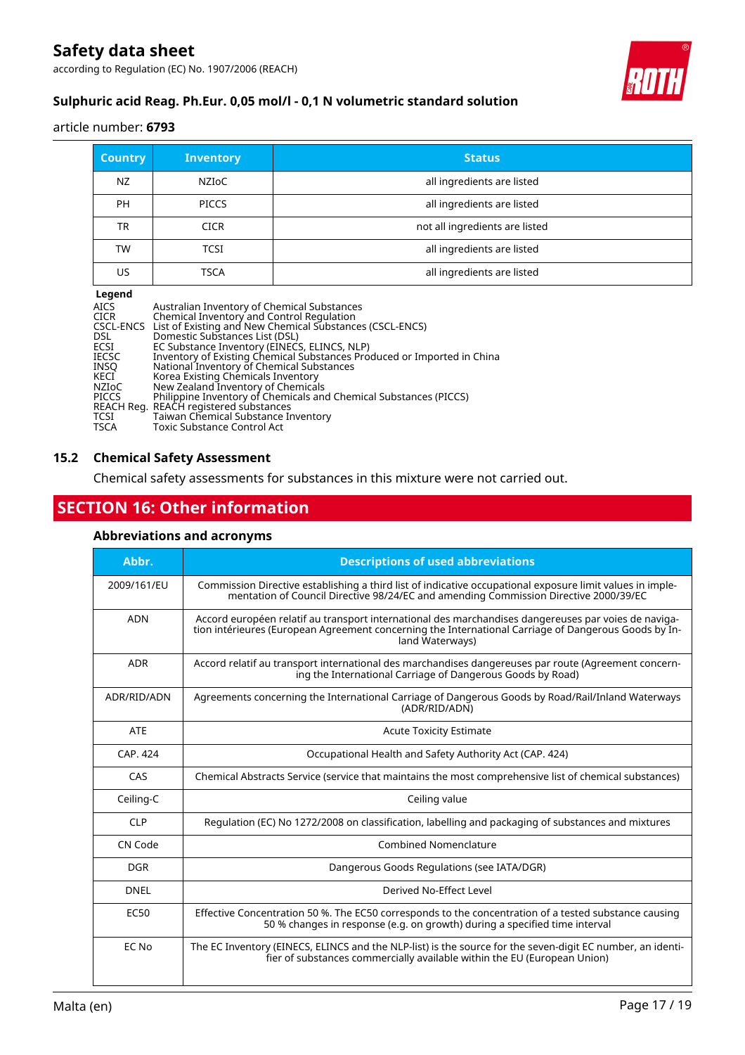| Country | Inventory | Status |
|---|---|---|
| NZ | NZIoC | all ingredients are listed |
| PH | PICCS | all ingredients are listed |
| TR | CICR | not all ingredients are listed |
| TW | TCSI | all ingredients are listed |
| US | TSCA | all ingredients are listed |

**Legend**

| | |
|---|---|
| AICS | Australian Inventory of Chemical Substances |
| CICR | Chemical Inventory and Control Regulation |
| CSCL-ENCS | List of Existing and New Chemical Substances (CSCL-ENCS) |
| DSL | Domestic Substances List (DSL) |
| ECSI | EC Substance Inventory (EINECS, ELINCS, NLP) |
| IECSC | Inventory of Existing Chemical Substances Produced or Imported in China |
| INSQ | National Inventory of Chemical Substances |
| KECI | Korea Existing Chemicals Inventory |
| NZIoC | New Zealand Inventory of Chemicals |
| PICCS | Philippine Inventory of Chemicals and Chemical Substances (PICCS) |
| REACH Reg. | REACH registered substances |
| TCSI | Taiwan Chemical Substance Inventory |
| TSCA | Toxic Substance Control Act |

## 15.2 Chemical Safety Assessment

Chemical safety assessments for substances in this mixture were not carried out.

# SECTION 16: Other information

### Abbreviations and acronyms

| Abbr. | Descriptions of used abbreviations |
|---|---|
| 2009/161/EU | Commission Directive establishing a third list of indicative occupational exposure limit values in implementation of Council Directive 98/24/EC and amending Commission Directive 2000/39/EC |
| ADN | Accord européen relatif au transport international des marchandises dangereuses par voies de navigation intérieures (European Agreement concerning the International Carriage of Dangerous Goods by Inland Waterways) |
| ADR | Accord relatif au transport international des marchandises dangereuses par route (Agreement concerning the International Carriage of Dangerous Goods by Road) |
| ADR/RID/ADN | Agreements concerning the International Carriage of Dangerous Goods by Road/Rail/Inland Waterways (ADR/RID/ADN) |
| ATE | Acute Toxicity Estimate |
| CAP. 424 | Occupational Health and Safety Authority Act (CAP. 424) |
| CAS | Chemical Abstracts Service (service that maintains the most comprehensive list of chemical substances) |
| Ceiling-C | Ceiling value |
| CLP | Regulation (EC) No 1272/2008 on classification, labelling and packaging of substances and mixtures |
| CN Code | Combined Nomenclature |
| DGR | Dangerous Goods Regulations (see IATA/DGR) |
| DNEL | Derived No-Effect Level |
| EC50 | Effective Concentration 50 %. The EC50 corresponds to the concentration of a tested substance causing 50 % changes in response (e.g. on growth) during a specified time interval |
| EC No | The EC Inventory (EINECS, ELINCS and the NLP-list) is the source for the seven-digit EC number, an identifier of substances commercially available within the EU (European Union) |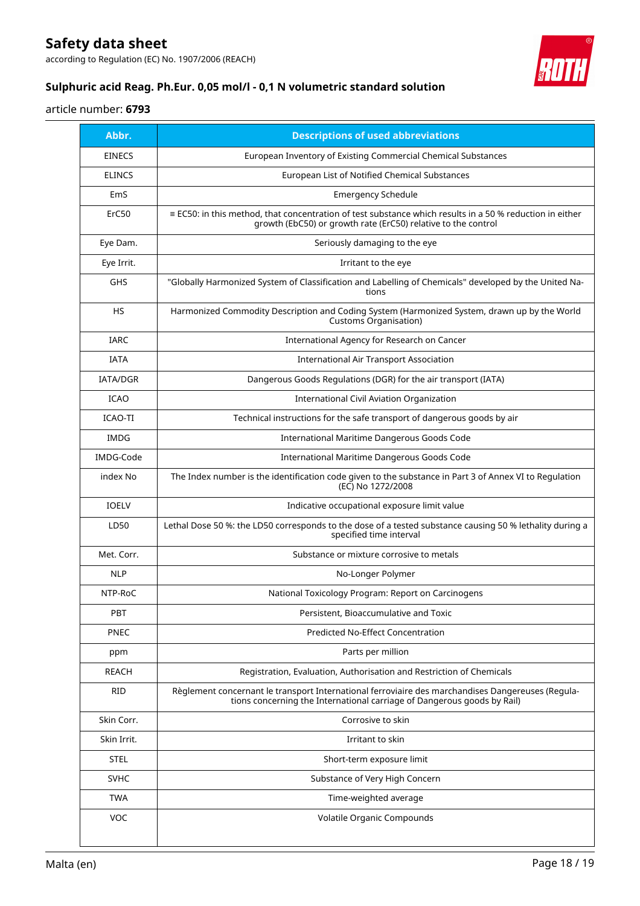| Abbr. | Descriptions of used abbreviations |
|---|---|
| EINECS | European Inventory of Existing Commercial Chemical Substances |
| ELINCS | European List of Notified Chemical Substances |
| EmS | Emergency Schedule |
| ErC50 | ≡ EC50: in this method, that concentration of test substance which results in a 50 % reduction in either growth (EbC50) or growth rate (ErC50) relative to the control |
| Eye Dam. | Seriously damaging to the eye |
| Eye Irrit. | Irritant to the eye |
| GHS | "Globally Harmonized System of Classification and Labelling of Chemicals" developed by the United Nations |
| HS | Harmonized Commodity Description and Coding System (Harmonized System, drawn up by the World Customs Organisation) |
| IARC | International Agency for Research on Cancer |
| IATA | International Air Transport Association |
| IATA/DGR | Dangerous Goods Regulations (DGR) for the air transport (IATA) |
| ICAO | International Civil Aviation Organization |
| ICAO-TI | Technical instructions for the safe transport of dangerous goods by air |
| IMDG | International Maritime Dangerous Goods Code |
| IMDG-Code | International Maritime Dangerous Goods Code |
| index No | The Index number is the identification code given to the substance in Part 3 of Annex VI to Regulation (EC) No 1272/2008 |
| IOELV | Indicative occupational exposure limit value |
| LD50 | Lethal Dose 50 %: the LD50 corresponds to the dose of a tested substance causing 50 % lethality during a specified time interval |
| Met. Corr. | Substance or mixture corrosive to metals |
| NLP | No-Longer Polymer |
| NTP-RoC | National Toxicology Program: Report on Carcinogens |
| PBT | Persistent, Bioaccumulative and Toxic |
| PNEC | Predicted No-Effect Concentration |
| ppm | Parts per million |
| REACH | Registration, Evaluation, Authorisation and Restriction of Chemicals |
| RID | Règlement concernant le transport International ferroviaire des marchandises Dangereuses (Regulations concerning the International carriage of Dangerous goods by Rail) |
| Skin Corr. | Corrosive to skin |
| Skin Irrit. | Irritant to skin |
| STEL | Short-term exposure limit |
| SVHC | Substance of Very High Concern |
| TWA | Time-weighted average |
| VOC | Volatile Organic Compounds |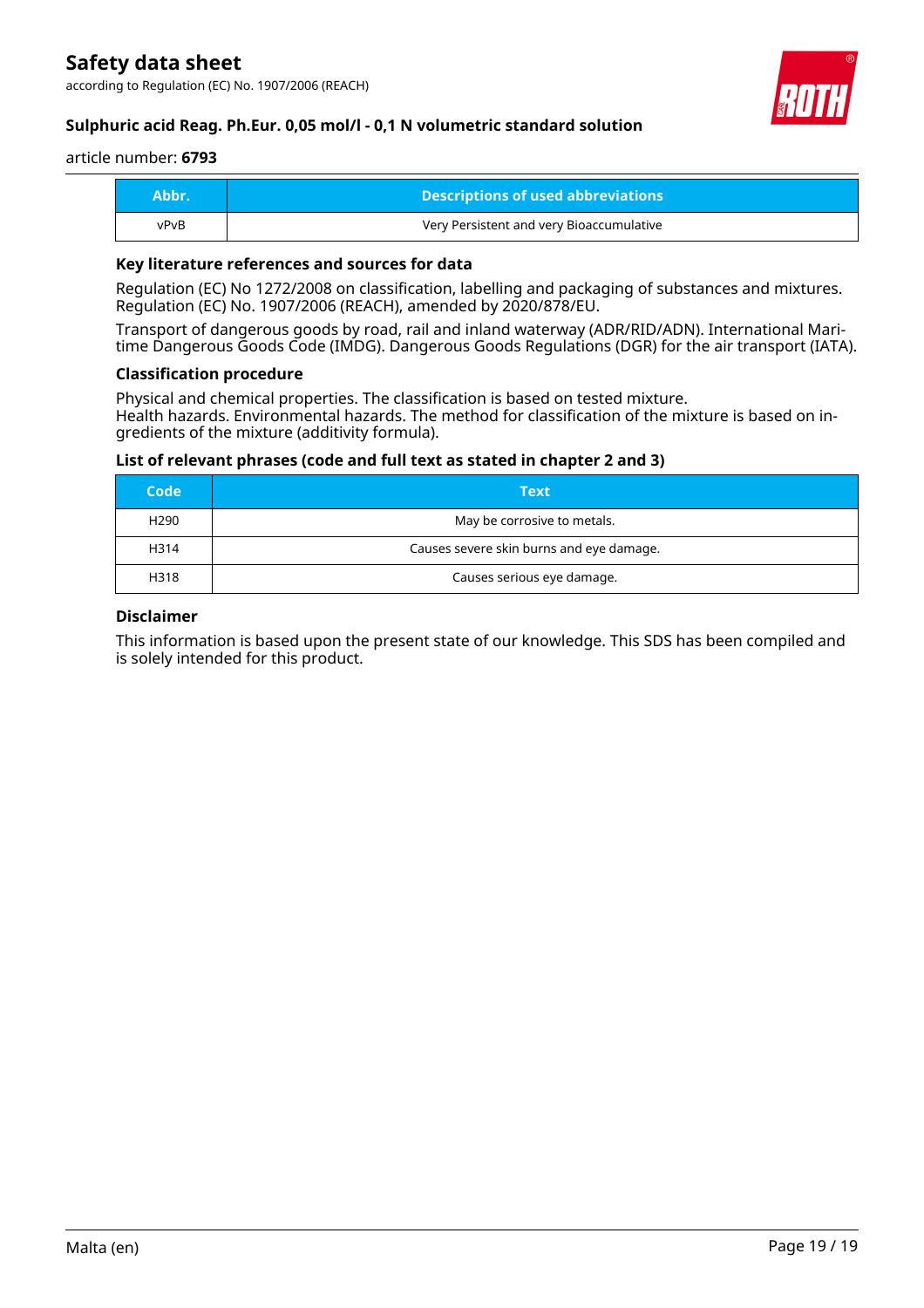| Abbr. | Descriptions of used abbreviations |
|---|---|
| vPvB | Very Persistent and very Bioaccumulative |

### Key literature references and sources for data

Regulation (EC) No 1272/2008 on classification, labelling and packaging of substances and mixtures. Regulation (EC) No. 1907/2006 (REACH), amended by 2020/878/EU.

Transport of dangerous goods by road, rail and inland waterway (ADR/RID/ADN). International Maritime Dangerous Goods Code (IMDG). Dangerous Goods Regulations (DGR) for the air transport (IATA).

### Classification procedure

Physical and chemical properties. The classification is based on tested mixture.
Health hazards. Environmental hazards. The method for classification of the mixture is based on ingredients of the mixture (additivity formula).

### List of relevant phrases (code and full text as stated in chapter 2 and 3)

| Code | Text |
|---|---|
| H290 | May be corrosive to metals. |
| H314 | Causes severe skin burns and eye damage. |
| H318 | Causes serious eye damage. |

### Disclaimer

This information is based upon the present state of our knowledge. This SDS has been compiled and is solely intended for this product.